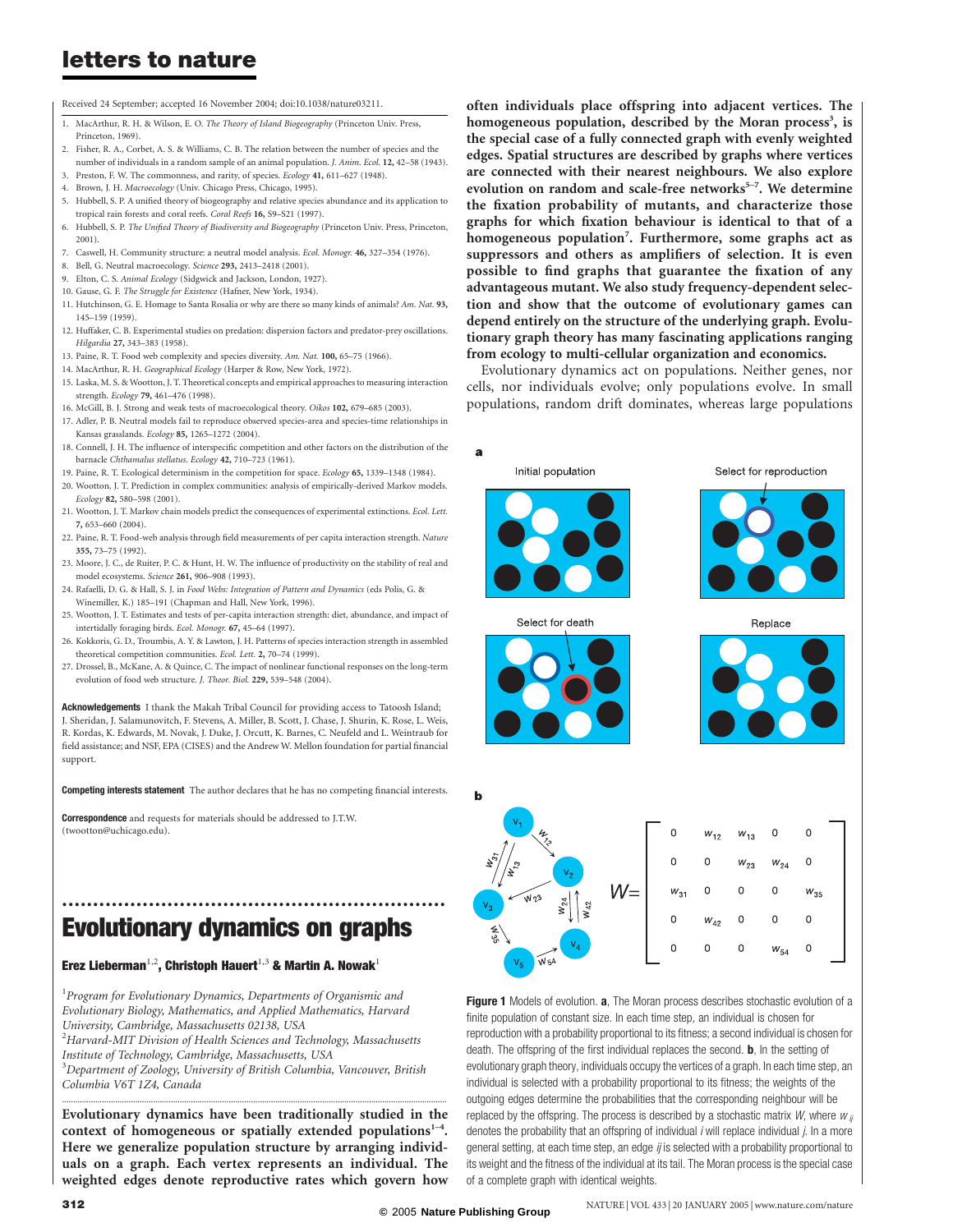Received 24 September; accepted 16 November 2004; doi:10.1038/nature03211.

1. MacArthur, R. H. & Wilson, E. O. *The Theory of Island Biogeography* (Princeton Univ. Press, Princeton, 1969).
2. Fisher, R. A., Corbet, A. S. & Williams, C. B. The relation between the number of species and the number of individuals in a random sample of an animal population. *J. Anim. Ecol.* **12,** 42–58 (1943).
3. Preston, F. W. The commonness, and rarity, of species. *Ecology* **41,** 611–627 (1948).
4. Brown, J. H. *Macroecology* (Univ. Chicago Press, Chicago, 1995).
5. Hubbell, S. P. A unified theory of biogeography and relative species abundance and its application to tropical rain forests and coral reefs. *Coral Reefs* **16,** S9–S21 (1997).
6. Hubbell, S. P. *The Unified Theory of Biodiversity and Biogeography* (Princeton Univ. Press, Princeton, 2001).
7. Caswell, H. Community structure: a neutral model analysis. *Ecol. Monogr.* **46,** 327–354 (1976).
8. Bell, G. Neutral macroecology. *Science* **293,** 2413–2418 (2001).
9. Elton, C. S. *Animal Ecology* (Sidgwick and Jackson, London, 1927).
10. Gause, G. F. *The Struggle for Existence* (Hafner, New York, 1934).
11. Hutchinson, G. E. Homage to Santa Rosalia or why are there so many kinds of animals? *Am. Nat.* **93,** 145–159 (1959).
12. Huffaker, C. B. Experimental studies on predation: dispersion factors and predator-prey oscillations. *Hilgardia* **27,** 343–383 (1958).
13. Paine, R. T. Food web complexity and species diversity. *Am. Nat.* **100,** 65–75 (1966).
14. MacArthur, R. H. *Geographical Ecology* (Harper & Row, New York, 1972).
15. Laska, M. S. & Wootton, J. T. Theoretical concepts and empirical approaches to measuring interaction strength. *Ecology* **79,** 461–476 (1998).
16. McGill, B. J. Strong and weak tests of macroecological theory. *Oikos* **102,** 679–685 (2003).
17. Adler, P. B. Neutral models fail to reproduce observed species-area and species-time relationships in Kansas grasslands. *Ecology* **85,** 1265–1272 (2004).
18. Connell, J. H. The influence of interspecific competition and other factors on the distribution of the barnacle *Chthamalus stellatus*. *Ecology* **42,** 710–723 (1961).
19. Paine, R. T. Ecological determinism in the competition for space. *Ecology* **65,** 1339–1348 (1984).
20. Wootton, J. T. Prediction in complex communities: analysis of empirically-derived Markov models. *Ecology* **82,** 580–598 (2001).
21. Wootton, J. T. Markov chain models predict the consequences of experimental extinctions. *Ecol. Lett.* **7,** 653–660 (2004).
22. Paine, R. T. Food-web analysis through field measurements of per capita interaction strength. *Nature* **355,** 73–75 (1992).
23. Moore, J. C., de Ruiter, P. C. & Hunt, H. W. The influence of productivity on the stability of real and model ecosystems. *Science* **261,** 906–908 (1993).
24. Rafaelli, D. G. & Hall, S. J. in *Food Webs: Integration of Pattern and Dynamics* (eds Polis, G. & Winemiller, K.) 185–191 (Chapman and Hall, New York, 1996).
25. Wootton, J. T. Estimates and tests of per-capita interaction strength: diet, abundance, and impact of intertidally foraging birds. *Ecol. Monogr.* **67,** 45–64 (1997).
26. Kokkoris, G. D., Troumbis, A. Y. & Lawton, J. H. Patterns of species interaction strength in assembled theoretical competition communities. *Ecol. Lett.* **2,** 70–74 (1999).
27. Drossel, B., McKane, A. & Quince, C. The impact of nonlinear functional responses on the long-term evolution of food web structure. *J. Theor. Biol.* **229,** 539–548 (2004).

**Acknowledgements** I thank the Makah Tribal Council for providing access to Tatoosh Island; J. Sheridan, J. Salamunovitch, F. Stevens, A. Miller, B. Scott, J. Chase, J. Shurin, K. Rose, L. Weis, R. Kordas, K. Edwards, M. Novak, J. Duke, J. Orcutt, K. Barnes, C. Neufeld and L. Weintraub for field assistance; and NSF, EPA (CISES) and the Andrew W. Mellon foundation for partial financial support.

**Competing interests statement** The author declares that he has no competing financial interests.

**Correspondence** and requests for materials should be addressed to J.T.W. (twootton@uchicago.edu).

# Evolutionary dynamics on graphs

**Erez Lieberman**[1,2], **Christoph Hauert**[1,3] **& Martin A. Nowak**[1]

[1]*Program for Evolutionary Dynamics, Departments of Organismic and Evolutionary Biology, Mathematics, and Applied Mathematics, Harvard University, Cambridge, Massachusetts 02138, USA*
[2]*Harvard-MIT Division of Health Sciences and Technology, Massachusetts Institute of Technology, Cambridge, Massachusetts, USA*
[3]*Department of Zoology, University of British Columbia, Vancouver, British Columbia V6T 1Z4, Canada*

**Evolutionary dynamics have been traditionally studied in the context of homogeneous or spatially extended populations[1–4]. Here we generalize population structure by arranging individuals on a graph. Each vertex represents an individual. The weighted edges denote reproductive rates which govern how often individuals place offspring into adjacent vertices. The homogeneous population, described by the Moran process[3], is the special case of a fully connected graph with evenly weighted edges. Spatial structures are described by graphs where vertices are connected with their nearest neighbours. We also explore evolution on random and scale-free networks[5–7]. We determine the fixation probability of mutants, and characterize those graphs for which fixation behaviour is identical to that of a homogeneous population[7]. Furthermore, some graphs act as suppressors and others as amplifiers of selection. It is even possible to find graphs that guarantee the fixation of any advantageous mutant. We also study frequency-dependent selection and show that the outcome of evolutionary games can depend entirely on the structure of the underlying graph. Evolutionary graph theory has many fascinating applications ranging from ecology to multi-cellular organization and economics.**

Evolutionary dynamics act on populations. Neither genes, nor cells, nor individuals evolve; only populations evolve. In small populations, random drift dominates, whereas large populations

**Figure 1** Models of evolution. **a**, The Moran process describes stochastic evolution of a finite population of constant size. In each time step, an individual is chosen for reproduction with a probability proportional to its fitness; a second individual is chosen for death. The offspring of the first individual replaces the second. **b**, In the setting of evolutionary graph theory, individuals occupy the vertices of a graph. In each time step, an individual is selected with a probability proportional to its fitness; the weights of the outgoing edges determine the probabilities that the corresponding neighbour will be replaced by the offspring. The process is described by a stochastic matrix $W$, where $w_{ij}$ denotes the probability that an offspring of individual $i$ will replace individual $j$. In a more general setting, at each time step, an edge $ij$ is selected with a probability proportional to its weight and the fitness of the individual at its tail. The Moran process is the special case of a complete graph with identical weights.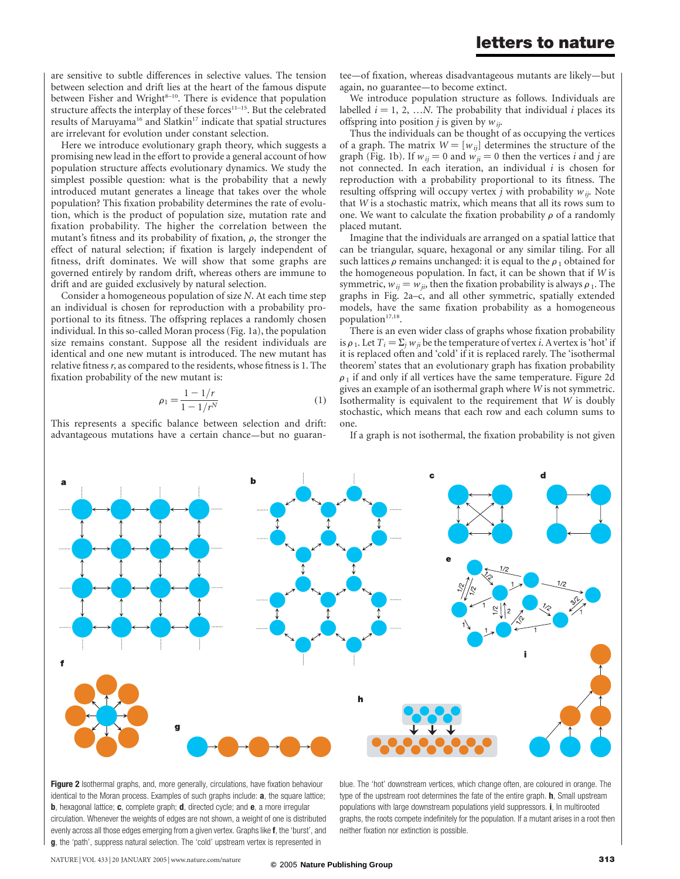are sensitive to subtle differences in selective values. The tension between selection and drift lies at the heart of the famous dispute between Fisher and Wright[8–10]. There is evidence that population structure affects the interplay of these forces[11–15]. But the celebrated results of Maruyama[16] and Slatkin[17] indicate that spatial structures are irrelevant for evolution under constant selection.

Here we introduce evolutionary graph theory, which suggests a promising new lead in the effort to provide a general account of how population structure affects evolutionary dynamics. We study the simplest possible question: what is the probability that a newly introduced mutant generates a lineage that takes over the whole population? This fixation probability determines the rate of evolution, which is the product of population size, mutation rate and fixation probability. The higher the correlation between the mutant's fitness and its probability of fixation, $\rho$, the stronger the effect of natural selection; if fixation is largely independent of fitness, drift dominates. We will show that some graphs are governed entirely by random drift, whereas others are immune to drift and are guided exclusively by natural selection.

Consider a homogeneous population of size $N$. At each time step an individual is chosen for reproduction with a probability proportional to its fitness. The offspring replaces a randomly chosen individual. In this so-called Moran process (Fig. 1a), the population size remains constant. Suppose all the resident individuals are identical and one new mutant is introduced. The new mutant has relative fitness $r$, as compared to the residents, whose fitness is 1. The fixation probability of the new mutant is:

$$\rho_1 = \frac{1 - 1/r}{1 - 1/r^N} \tag{1}$$

This represents a specific balance between selection and drift: advantageous mutations have a certain chance—but no guarantee—of fixation, whereas disadvantageous mutants are likely—but again, no guarantee—to become extinct.

We introduce population structure as follows. Individuals are labelled $i = 1, 2, \ldots N$. The probability that individual $i$ places its offspring into position $j$ is given by $w_{ij}$.

Thus the individuals can be thought of as occupying the vertices of a graph. The matrix $W = [w_{ij}]$ determines the structure of the graph (Fig. 1b). If $w_{ij} = 0$ and $w_{ji} = 0$ then the vertices $i$ and $j$ are not connected. In each iteration, an individual $i$ is chosen for reproduction with a probability proportional to its fitness. The resulting offspring will occupy vertex $j$ with probability $w_{ij}$. Note that $W$ is a stochastic matrix, which means that all its rows sum to one. We want to calculate the fixation probability $\rho$ of a randomly placed mutant.

Imagine that the individuals are arranged on a spatial lattice that can be triangular, square, hexagonal or any similar tiling. For all such lattices $\rho$ remains unchanged: it is equal to the $\rho_1$ obtained for the homogeneous population. In fact, it can be shown that if $W$ is symmetric, $w_{ij} = w_{ji}$, then the fixation probability is always $\rho_1$. The graphs in Fig. 2a–c, and all other symmetric, spatially extended models, have the same fixation probability as a homogeneous population[17,18].

There is an even wider class of graphs whose fixation probability is $\rho_1$. Let $T_i = \Sigma_j w_{ji}$ be the temperature of vertex $i$. A vertex is 'hot' if it is replaced often and 'cold' if it is replaced rarely. The 'isothermal theorem' states that an evolutionary graph has fixation probability $\rho_1$ if and only if all vertices have the same temperature. Figure 2d gives an example of an isothermal graph where $W$ is not symmetric. Isothermality is equivalent to the requirement that $W$ is doubly stochastic, which means that each row and each column sums to one.

If a graph is not isothermal, the fixation probability is not given

**Figure 2** Isothermal graphs, and, more generally, circulations, have fixation behaviour identical to the Moran process. Examples of such graphs include: **a**, the square lattice; **b**, hexagonal lattice; **c**, complete graph; **d**, directed cycle; and **e**, a more irregular circulation. Whenever the weights of edges are not shown, a weight of one is distributed evenly across all those edges emerging from a given vertex. Graphs like **f**, the 'burst', and **g**, the 'path', suppress natural selection. The 'cold' upstream vertex is represented in blue. The 'hot' downstream vertices, which change often, are coloured in orange. The type of the upstream root determines the fate of the entire graph. **h**, Small upstream populations with large downstream populations yield suppressors. **i**, In multirooted graphs, the roots compete indefinitely for the population. If a mutant arises in a root then neither fixation nor extinction is possible.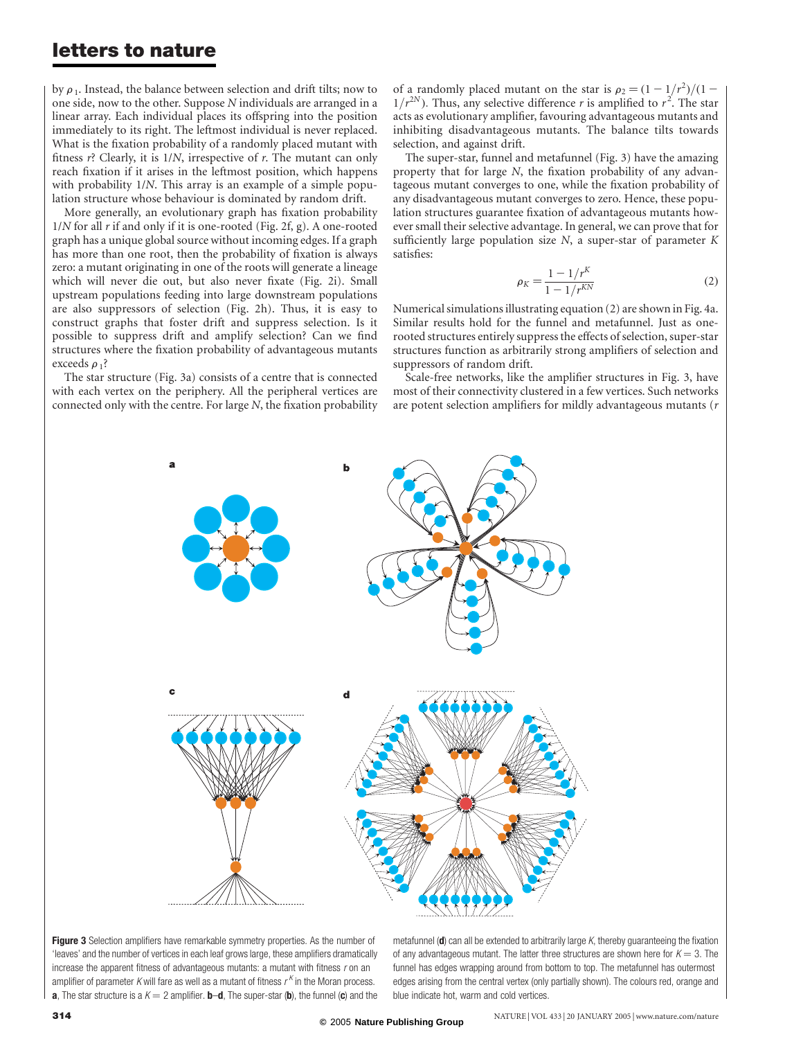by $\rho_1$. Instead, the balance between selection and drift tilts; now to one side, now to the other. Suppose $N$ individuals are arranged in a linear array. Each individual places its offspring into the position immediately to its right. The leftmost individual is never replaced. What is the fixation probability of a randomly placed mutant with fitness $r$? Clearly, it is $1/N$, irrespective of $r$. The mutant can only reach fixation if it arises in the leftmost position, which happens with probability $1/N$. This array is an example of a simple population structure whose behaviour is dominated by random drift.

More generally, an evolutionary graph has fixation probability $1/N$ for all $r$ if and only if it is one-rooted (Fig. 2f, g). A one-rooted graph has a unique global source without incoming edges. If a graph has more than one root, then the probability of fixation is always zero: a mutant originating in one of the roots will generate a lineage which will never die out, but also never fixate (Fig. 2i). Small upstream populations feeding into large downstream populations are also suppressors of selection (Fig. 2h). Thus, it is easy to construct graphs that foster drift and suppress selection. Is it possible to suppress drift and amplify selection? Can we find structures where the fixation probability of advantageous mutants exceeds $\rho_1$?

The star structure (Fig. 3a) consists of a centre that is connected with each vertex on the periphery. All the peripheral vertices are connected only with the centre. For large $N$, the fixation probability of a randomly placed mutant on the star is $\rho_2 = (1 - 1/r^2)/(1 - 1/r^{2N})$. Thus, any selective difference $r$ is amplified to $r^2$. The star acts as evolutionary amplifier, favouring advantageous mutants and inhibiting disadvantageous mutants. The balance tilts towards selection, and against drift.

The super-star, funnel and metafunnel (Fig. 3) have the amazing property that for large $N$, the fixation probability of any advantageous mutant converges to one, while the fixation probability of any disadvantageous mutant converges to zero. Hence, these population structures guarantee fixation of advantageous mutants however small their selective advantage. In general, we can prove that for sufficiently large population size $N$, a super-star of parameter $K$ satisfies:

$$\rho_K = \frac{1 - 1/r^K}{1 - 1/r^{KN}} \tag{2}$$

Numerical simulations illustrating equation (2) are shown in Fig. 4a. Similar results hold for the funnel and metafunnel. Just as one-rooted structures entirely suppress the effects of selection, super-star structures function as arbitrarily strong amplifiers of selection and suppressors of random drift.

Scale-free networks, like the amplifier structures in Fig. 3, have most of their connectivity clustered in a few vertices. Such networks are potent selection amplifiers for mildly advantageous mutants ($r$

**Figure 3** Selection amplifiers have remarkable symmetry properties. As the number of 'leaves' and the number of vertices in each leaf grows large, these amplifiers dramatically increase the apparent fitness of advantageous mutants: a mutant with fitness $r$ on an amplifier of parameter $K$ will fare as well as a mutant of fitness $r^K$ in the Moran process. **a**, The star structure is a $K = 2$ amplifier. **b**–**d**, The super-star (**b**), the funnel (**c**) and the metafunnel (**d**) can all be extended to arbitrarily large $K$, thereby guaranteeing the fixation of any advantageous mutant. The latter three structures are shown here for $K = 3$. The funnel has edges wrapping around from bottom to top. The metafunnel has outermost edges arising from the central vertex (only partially shown). The colours red, orange and blue indicate hot, warm and cold vertices.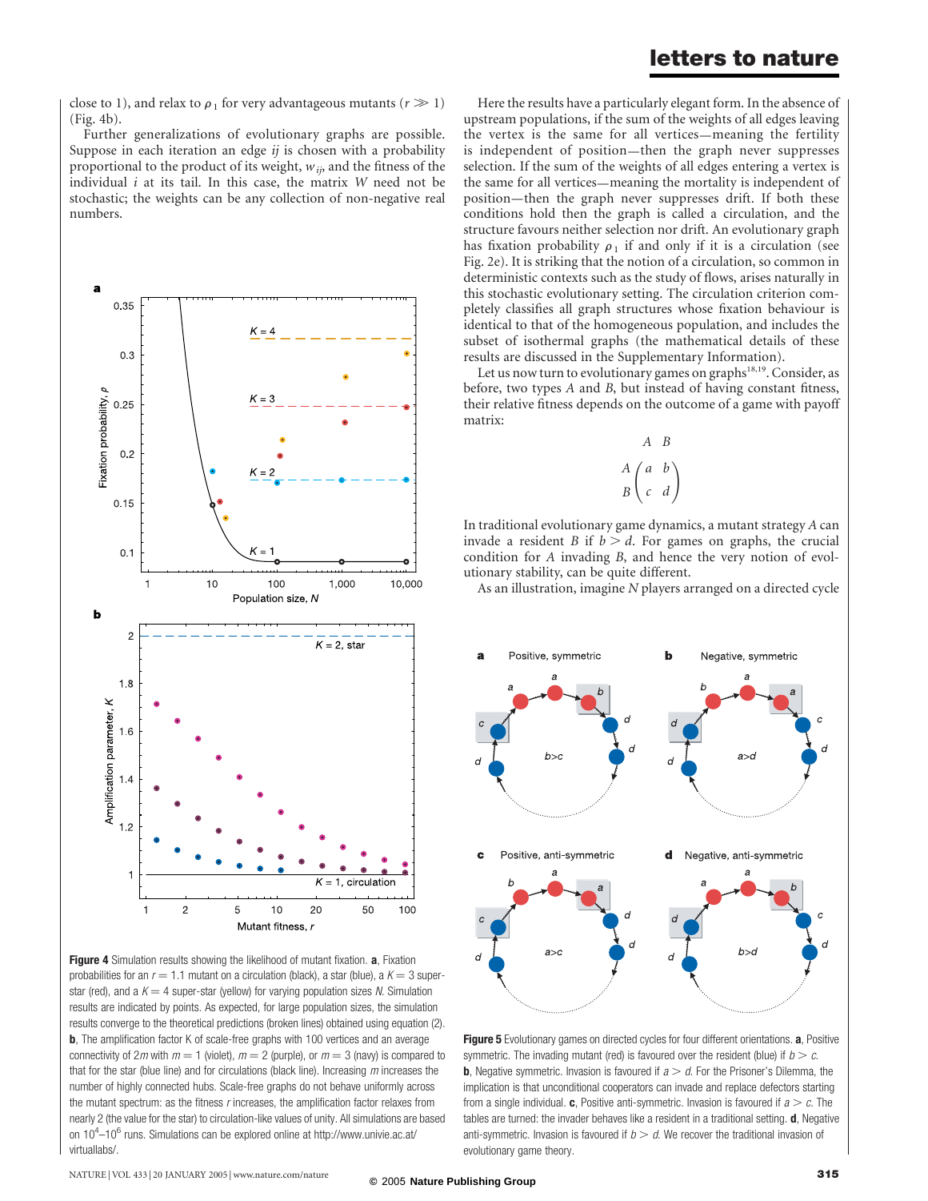close to 1), and relax to $\rho_1$ for very advantageous mutants ($r \gg 1$) (Fig. 4b).

Further generalizations of evolutionary graphs are possible. Suppose in each iteration an edge $ij$ is chosen with a probability proportional to the product of its weight, $w_{ij}$, and the fitness of the individual $i$ at its tail. In this case, the matrix $W$ need not be stochastic; the weights can be any collection of non-negative real numbers.

**Figure 4** Simulation results showing the likelihood of mutant fixation. **a**, Fixation probabilities for an $r = 1.1$ mutant on a circulation (black), a star (blue), a $K = 3$ superstar (red), and a $K = 4$ super-star (yellow) for varying population sizes $N$. Simulation results are indicated by points. As expected, for large population sizes, the simulation results converge to the theoretical predictions (broken lines) obtained using equation (2). **b**, The amplification factor K of scale-free graphs with 100 vertices and an average connectivity of $2m$ with $m = 1$ (violet), $m = 2$ (purple), or $m = 3$ (navy) is compared to that for the star (blue line) and for circulations (black line). Increasing $m$ increases the number of highly connected hubs. Scale-free graphs do not behave uniformly across the mutant spectrum: as the fitness $r$ increases, the amplification factor relaxes from nearly 2 (the value for the star) to circulation-like values of unity. All simulations are based on $10^4$–$10^6$ runs. Simulations can be explored online at http://www.univie.ac.at/virtuallabs/.

Here the results have a particularly elegant form. In the absence of upstream populations, if the sum of the weights of all edges leaving the vertex is the same for all vertices—meaning the fertility is independent of position—then the graph never suppresses selection. If the sum of the weights of all edges entering a vertex is the same for all vertices—meaning the mortality is independent of position—then the graph never suppresses drift. If both these conditions hold then the graph is called a circulation, and the structure favours neither selection nor drift. An evolutionary graph has fixation probability $\rho_1$ if and only if it is a circulation (see Fig. 2e). It is striking that the notion of a circulation, so common in deterministic contexts such as the study of flows, arises naturally in this stochastic evolutionary setting. The circulation criterion completely classifies all graph structures whose fixation behaviour is identical to that of the homogeneous population, and includes the subset of isothermal graphs (the mathematical details of these results are discussed in the Supplementary Information).

Let us now turn to evolutionary games on graphs[18,19]. Consider, as before, two types $A$ and $B$, but instead of having constant fitness, their relative fitness depends on the outcome of a game with payoff matrix:

$$\begin{array}{cc} & \begin{array}{cc} A & B \end{array} \\ \begin{array}{c} A \\ B \end{array} & \begin{pmatrix} a & b \\ c & d \end{pmatrix} \end{array}$$

In traditional evolutionary game dynamics, a mutant strategy $A$ can invade a resident $B$ if $b > d$. For games on graphs, the crucial condition for $A$ invading $B$, and hence the very notion of evolutionary stability, can be quite different.

As an illustration, imagine $N$ players arranged on a directed cycle

**Figure 5** Evolutionary games on directed cycles for four different orientations. **a**, Positive symmetric. The invading mutant (red) is favoured over the resident (blue) if $b > c$. **b**, Negative symmetric. Invasion is favoured if $a > d$. For the Prisoner's Dilemma, the implication is that unconditional cooperators can invade and replace defectors starting from a single individual. **c**, Positive anti-symmetric. Invasion is favoured if $a > c$. The tables are turned: the invader behaves like a resident in a traditional setting. **d**, Negative anti-symmetric. Invasion is favoured if $b > d$. We recover the traditional invasion of evolutionary game theory.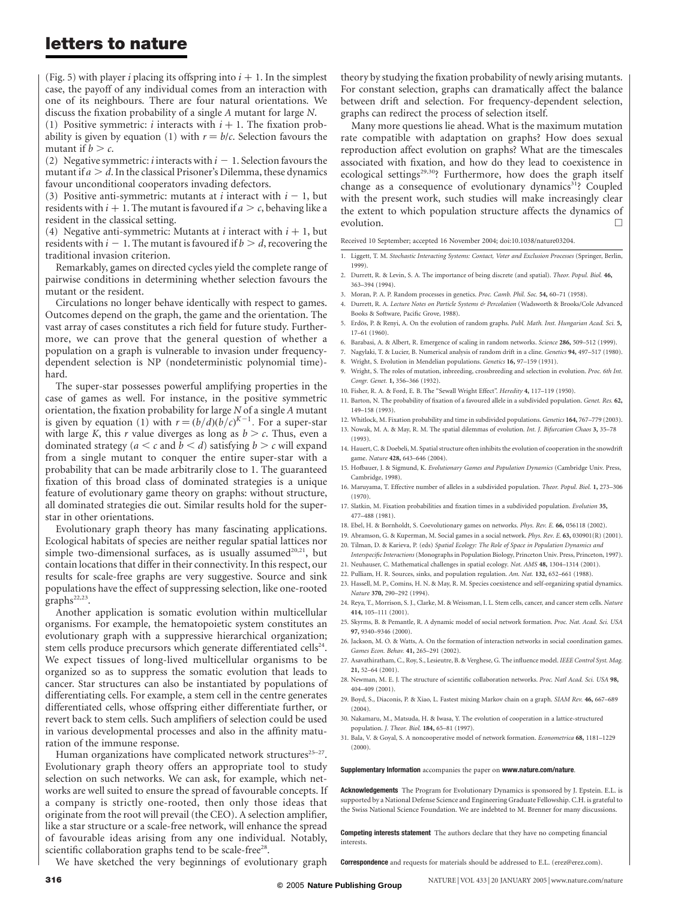(Fig. 5) with player $i$ placing its offspring into $i + 1$. In the simplest case, the payoff of any individual comes from an interaction with one of its neighbours. There are four natural orientations. We discuss the fixation probability of a single $A$ mutant for large $N$.

(1) Positive symmetric: $i$ interacts with $i + 1$. The fixation probability is given by equation (1) with $r = b/c$. Selection favours the mutant if $b > c$.

(2) Negative symmetric: $i$ interacts with $i - 1$. Selection favours the mutant if $a > d$. In the classical Prisoner's Dilemma, these dynamics favour unconditional cooperators invading defectors.

(3) Positive anti-symmetric: mutants at $i$ interact with $i - 1$, but residents with $i + 1$. The mutant is favoured if $a > c$, behaving like a resident in the classical setting.

(4) Negative anti-symmetric: Mutants at $i$ interact with $i + 1$, but residents with $i - 1$. The mutant is favoured if $b > d$, recovering the traditional invasion criterion.

Remarkably, games on directed cycles yield the complete range of pairwise conditions in determining whether selection favours the mutant or the resident.

Circulations no longer behave identically with respect to games. Outcomes depend on the graph, the game and the orientation. The vast array of cases constitutes a rich field for future study. Furthermore, we can prove that the general question of whether a population on a graph is vulnerable to invasion under frequency-dependent selection is NP (nondeterministic polynomial time)-hard.

The super-star possesses powerful amplifying properties in the case of games as well. For instance, in the positive symmetric orientation, the fixation probability for large $N$ of a single $A$ mutant is given by equation (1) with $r = (b/d)(b/c)^{K-1}$. For a super-star with large $K$, this $r$ value diverges as long as $b > c$. Thus, even a dominated strategy ($a < c$ and $b < d$) satisfying $b > c$ will expand from a single mutant to conquer the entire super-star with a probability that can be made arbitrarily close to 1. The guaranteed fixation of this broad class of dominated strategies is a unique feature of evolutionary game theory on graphs: without structure, all dominated strategies die out. Similar results hold for the super-star in other orientations.

Evolutionary graph theory has many fascinating applications. Ecological habitats of species are neither regular spatial lattices nor simple two-dimensional surfaces, as is usually assumed[20,21], but contain locations that differ in their connectivity. In this respect, our results for scale-free graphs are very suggestive. Source and sink populations have the effect of suppressing selection, like one-rooted graphs[22,23].

Another application is somatic evolution within multicellular organisms. For example, the hematopoietic system constitutes an evolutionary graph with a suppressive hierarchical organization; stem cells produce precursors which generate differentiated cells[24]. We expect tissues of long-lived multicellular organisms to be organized so as to suppress the somatic evolution that leads to cancer. Star structures can also be instantiated by populations of differentiating cells. For example, a stem cell in the centre generates differentiated cells, whose offspring either differentiate further, or revert back to stem cells. Such amplifiers of selection could be used in various developmental processes and also in the affinity maturation of the immune response.

Human organizations have complicated network structures[25–27]. Evolutionary graph theory offers an appropriate tool to study selection on such networks. We can ask, for example, which networks are well suited to ensure the spread of favourable concepts. If a company is strictly one-rooted, then only those ideas that originate from the root will prevail (the CEO). A selection amplifier, like a star structure or a scale-free network, will enhance the spread of favourable ideas arising from any one individual. Notably, scientific collaboration graphs tend to be scale-free[28].

We have sketched the very beginnings of evolutionary graph theory by studying the fixation probability of newly arising mutants. For constant selection, graphs can dramatically affect the balance between drift and selection. For frequency-dependent selection, graphs can redirect the process of selection itself.

Many more questions lie ahead. What is the maximum mutation rate compatible with adaptation on graphs? How does sexual reproduction affect evolution on graphs? What are the timescales associated with fixation, and how do they lead to coexistence in ecological settings[29,30]? Furthermore, how does the graph itself change as a consequence of evolutionary dynamics[31]? Coupled with the present work, such studies will make increasingly clear the extent to which population structure affects the dynamics of evolution. □

Received 10 September; accepted 16 November 2004; doi:10.1038/nature03204.

1. Liggett, T. M. *Stochastic Interacting Systems: Contact, Voter and Exclusion Processes* (Springer, Berlin, 1999).
2. Durrett, R. & Levin, S. A. The importance of being discrete (and spatial). *Theor. Popul. Biol.* **46,** 363–394 (1994).
3. Moran, P. A. P. Random processes in genetics. *Proc. Camb. Phil. Soc.* **54,** 60–71 (1958).
4. Durrett, R. A. *Lecture Notes on Particle Systems & Percolation* (Wadsworth & Brooks/Cole Advanced Books & Software, Pacific Grove, 1988).
5. Erdös, P. & Renyi, A. On the evolution of random graphs. *Publ. Math. Inst. Hungarian Acad. Sci.* **5,** 17–61 (1960).
6. Barabasi, A. & Albert, R. Emergence of scaling in random networks. *Science* **286,** 509–512 (1999).
7. Nagylaki, T. & Lucier, B. Numerical analysis of random drift in a cline. *Genetics* **94,** 497–517 (1980).
8. Wright, S. Evolution in Mendelian populations. *Genetics* **16,** 97–159 (1931).
9. Wright, S. The roles of mutation, inbreeding, crossbreeding and selection in evolution. *Proc. 6th Int. Congr. Genet.* **1,** 356–366 (1932).
10. Fisher, R. A. & Ford, E. B. The "Sewall Wright Effect". *Heredity* **4,** 117–119 (1950).
11. Barton, N. The probability of fixation of a favoured allele in a subdivided population. *Genet. Res.* **62,** 149–158 (1993).
12. Whitlock, M. Fixation probability and time in subdivided populations. *Genetics* **164,** 767–779 (2003).
13. Nowak, M. A. & May, R. M. The spatial dilemmas of evolution. *Int. J. Bifurcation Chaos* **3,** 35–78 (1993).
14. Hauert, C. & Doebeli, M. Spatial structure often inhibits the evolution of cooperation in the snowdrift game. *Nature* **428,** 643–646 (2004).
15. Hofbauer, J. & Sigmund, K. *Evolutionary Games and Population Dynamics* (Cambridge Univ. Press, Cambridge, 1998).
16. Maruyama, T. Effective number of alleles in a subdivided population. *Theor. Popul. Biol.* **1,** 273–306 (1970).
17. Slatkin, M. Fixation probabilities and fixation times in a subdivided population. *Evolution* **35,** 477–488 (1981).
18. Ebel, H. & Bornholdt, S. Coevolutionary games on networks. *Phys. Rev. E.* **66,** 056118 (2002).
19. Abramson, G. & Kuperman, M. Social games in a social network. *Phys. Rev. E.* **63,** 030901(R) (2001).
20. Tilman, D. & Karieva, P. (eds) *Spatial Ecology: The Role of Space in Population Dynamics and Interspecific Interactions* (Monographs in Population Biology, Princeton Univ. Press, Princeton, 1997).
21. Neuhauser, C. Mathematical challenges in spatial ecology. *Not. AMS* **48,** 1304–1314 (2001).
22. Pulliam, H. R. Sources, sinks, and population regulation. *Am. Nat.* **132,** 652–661 (1988).
23. Hassell, M. P., Comins, H. N. & May, R. M. Species coexistence and self-organizing spatial dynamics. *Nature* **370,** 290–292 (1994).
24. Reya, T., Morrison, S. J., Clarke, M. & Weissman, I. L. Stem cells, cancer, and cancer stem cells. *Nature* **414,** 105–111 (2001).
25. Skyrms, B. & Pemantle, R. A dynamic model of social network formation. *Proc. Nat. Acad. Sci. USA* **97,** 9340–9346 (2000).
26. Jackson, M. O. & Watts, A. On the formation of interaction networks in social coordination games. *Games Econ. Behav.* **41,** 265–291 (2002).
27. Asavathiratham, C., Roy, S., Lesieutre, B. & Verghese, G. The influence model. *IEEE Control Syst. Mag.* **21,** 52–64 (2001).
28. Newman, M. E. J. The structure of scientific collaboration networks. *Proc. Natl Acad. Sci. USA* **98,** 404–409 (2001).
29. Boyd, S., Diaconis, P. & Xiao, L. Fastest mixing Markov chain on a graph. *SIAM Rev.* **46,** 667–689 (2004).
30. Nakamaru, M., Matsuda, H. & Iwasa, Y. The evolution of cooperation in a lattice-structured population. *J. Theor. Biol.* **184,** 65–81 (1997).
31. Bala, V. & Goyal, S. A noncooperative model of network formation. *Econometrica* **68,** 1181–1229 (2000).

**Supplementary Information** accompanies the paper on **www.nature.com/nature**.

**Acknowledgements** The Program for Evolutionary Dynamics is sponsored by J. Epstein. E.L. is supported by a National Defense Science and Engineering Graduate Fellowship. C.H. is grateful to the Swiss National Science Foundation. We are indebted to M. Brenner for many discussions.

**Competing interests statement** The authors declare that they have no competing financial interests.

**Correspondence** and requests for materials should be addressed to E.L. (erez@erez.com).